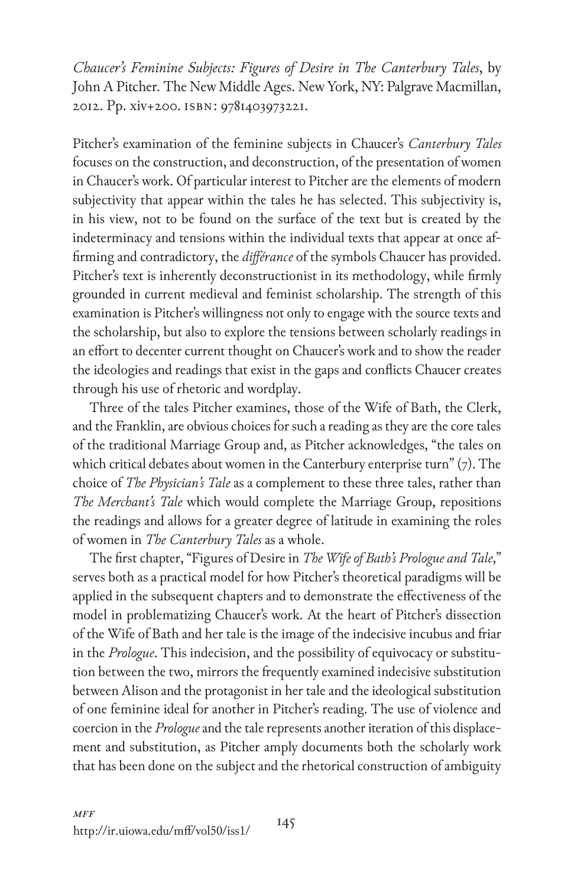*Chaucer's Feminine Subjects: Figures of Desire in The Canterbury Tales*, by John A Pitcher. The New Middle Ages. New York, NY: Palgrave Macmillan, 2012. Pp. xiv+200. ISBN: 9781403973221.

Pitcher's examination of the feminine subjects in Chaucer's *Canterbury Tales* focuses on the construction, and deconstruction, of the presentation of women in Chaucer's work. Of particular interest to Pitcher are the elements of modern subjectivity that appear within the tales he has selected. This subjectivity is, in his view, not to be found on the surface of the text but is created by the indeterminacy and tensions within the individual texts that appear at once affirming and contradictory, the *différance* of the symbols Chaucer has provided. Pitcher's text is inherently deconstructionist in its methodology, while firmly grounded in current medieval and feminist scholarship. The strength of this examination is Pitcher's willingness not only to engage with the source texts and the scholarship, but also to explore the tensions between scholarly readings in an effort to decenter current thought on Chaucer's work and to show the reader the ideologies and readings that exist in the gaps and conflicts Chaucer creates through his use of rhetoric and wordplay.

Three of the tales Pitcher examines, those of the Wife of Bath, the Clerk, and the Franklin, are obvious choices for such a reading as they are the core tales of the traditional Marriage Group and, as Pitcher acknowledges, "the tales on which critical debates about women in the Canterbury enterprise turn" (7). The choice of *The Physician's Tale* as a complement to these three tales, rather than *The Merchant's Tale* which would complete the Marriage Group, repositions the readings and allows for a greater degree of latitude in examining the roles of women in *The Canterbury Tales* as a whole.

The first chapter, "Figures of Desire in *The Wife of Bath's Prologue and Tale*," serves both as a practical model for how Pitcher's theoretical paradigms will be applied in the subsequent chapters and to demonstrate the effectiveness of the model in problematizing Chaucer's work. At the heart of Pitcher's dissection of the Wife of Bath and her tale is the image of the indecisive incubus and friar in the *Prologue*. This indecision, and the possibility of equivocacy or substitution between the two, mirrors the frequently examined indecisive substitution between Alison and the protagonist in her tale and the ideological substitution of one feminine ideal for another in Pitcher's reading. The use of violence and coercion in the *Prologue* and the tale represents another iteration of this displacement and substitution, as Pitcher amply documents both the scholarly work that has been done on the subject and the rhetorical construction of ambiguity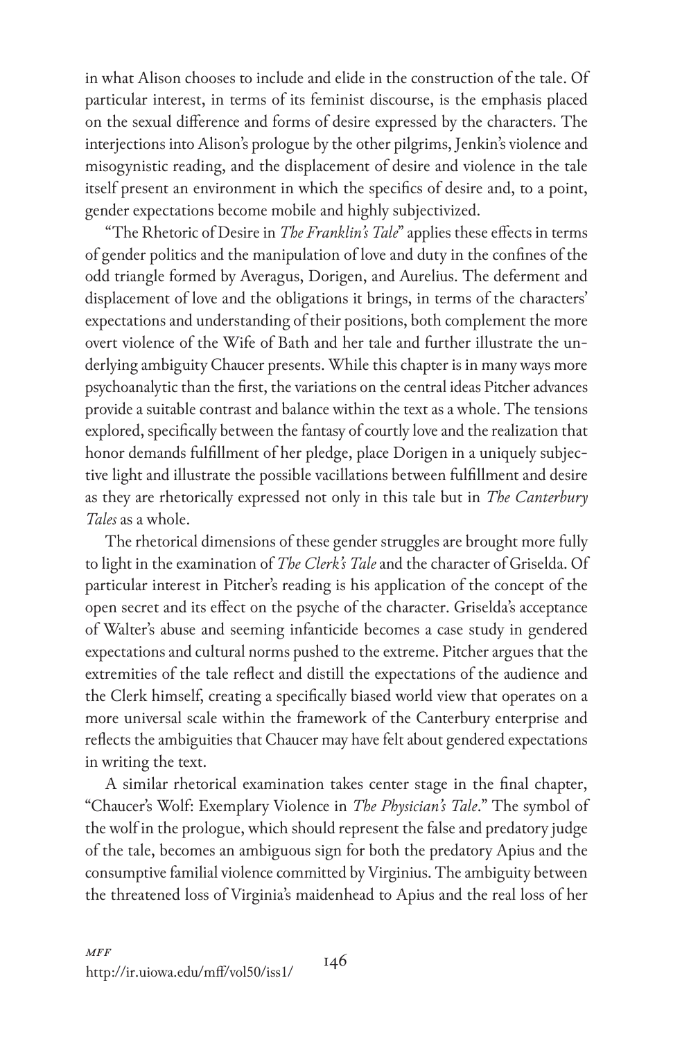in what Alison chooses to include and elide in the construction of the tale. Of particular interest, in terms of its feminist discourse, is the emphasis placed on the sexual difference and forms of desire expressed by the characters. The interjections into Alison's prologue by the other pilgrims, Jenkin's violence and misogynistic reading, and the displacement of desire and violence in the tale itself present an environment in which the specifics of desire and, to a point, gender expectations become mobile and highly subjectivized.

"The Rhetoric of Desire in *The Franklin's Tale*" applies these effects in terms of gender politics and the manipulation of love and duty in the confines of the odd triangle formed by Averagus, Dorigen, and Aurelius. The deferment and displacement of love and the obligations it brings, in terms of the characters' expectations and understanding of their positions, both complement the more overt violence of the Wife of Bath and her tale and further illustrate the underlying ambiguity Chaucer presents. While this chapter is in many ways more psychoanalytic than the first, the variations on the central ideas Pitcher advances provide a suitable contrast and balance within the text as a whole. The tensions explored, specifically between the fantasy of courtly love and the realization that honor demands fulfillment of her pledge, place Dorigen in a uniquely subjective light and illustrate the possible vacillations between fulfillment and desire as they are rhetorically expressed not only in this tale but in *The Canterbury Tales* as a whole.

The rhetorical dimensions of these gender struggles are brought more fully to light in the examination of *The Clerk's Tale* and the character of Griselda. Of particular interest in Pitcher's reading is his application of the concept of the open secret and its effect on the psyche of the character. Griselda's acceptance of Walter's abuse and seeming infanticide becomes a case study in gendered expectations and cultural norms pushed to the extreme. Pitcher argues that the extremities of the tale reflect and distill the expectations of the audience and the Clerk himself, creating a specifically biased world view that operates on a more universal scale within the framework of the Canterbury enterprise and reflects the ambiguities that Chaucer may have felt about gendered expectations in writing the text.

A similar rhetorical examination takes center stage in the final chapter, "Chaucer's Wolf: Exemplary Violence in *The Physician's Tale*." The symbol of the wolf in the prologue, which should represent the false and predatory judge of the tale, becomes an ambiguous sign for both the predatory Apius and the consumptive familial violence committed by Virginius. The ambiguity between the threatened loss of Virginia's maidenhead to Apius and the real loss of her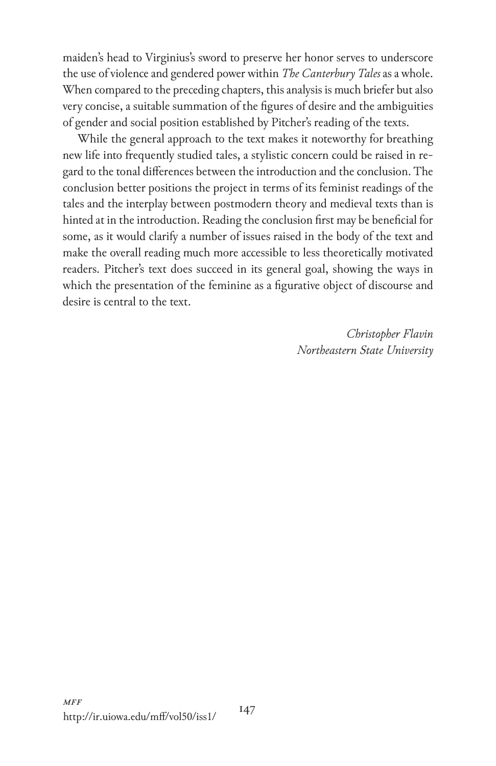maiden's head to Virginius's sword to preserve her honor serves to underscore the use of violence and gendered power within *The Canterbury Tales* as a whole. When compared to the preceding chapters, this analysis is much briefer but also very concise, a suitable summation of the figures of desire and the ambiguities of gender and social position established by Pitcher's reading of the texts.

While the general approach to the text makes it noteworthy for breathing new life into frequently studied tales, a stylistic concern could be raised in regard to the tonal differences between the introduction and the conclusion. The conclusion better positions the project in terms of its feminist readings of the tales and the interplay between postmodern theory and medieval texts than is hinted at in the introduction. Reading the conclusion first may be beneficial for some, as it would clarify a number of issues raised in the body of the text and make the overall reading much more accessible to less theoretically motivated readers. Pitcher's text does succeed in its general goal, showing the ways in which the presentation of the feminine as a figurative object of discourse and desire is central to the text.

*Christopher Flavin*
*Northeastern State University*